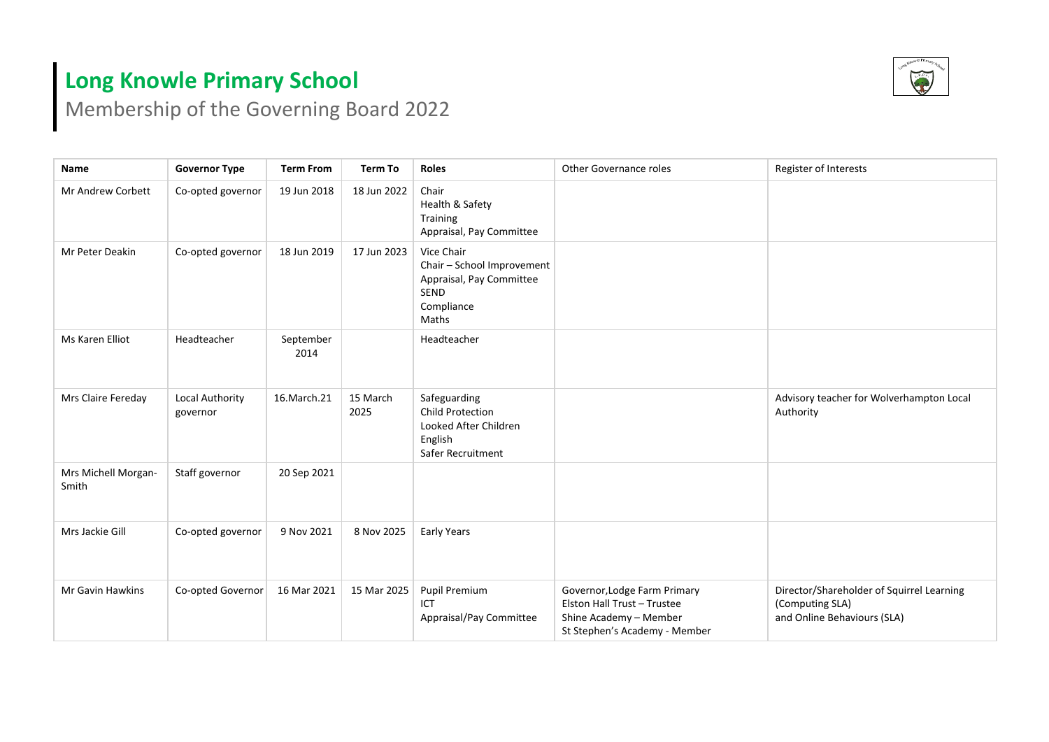# Long Knowle Primary School

Membership of the Governing Board 2022

| Name | Governor Type | Term From | Term To | Roles | Other Governance roles | Register of Interests |
|---|---|---|---|---|---|---|
| Mr Andrew Corbett | Co-opted governor | 19 Jun 2018 | 18 Jun 2022 | Chair<br>Health & Safety<br>Training<br>Appraisal, Pay Committee | | |
| Mr Peter Deakin | Co-opted governor | 18 Jun 2019 | 17 Jun 2023 | Vice Chair<br>Chair – School Improvement<br>Appraisal, Pay Committee<br>SEND<br>Compliance<br>Maths | | |
| Ms Karen Elliot | Headteacher | September 2014 | | Headteacher | | |
| Mrs Claire Fereday | Local Authority governor | 16.March.21 | 15 March 2025 | Safeguarding<br>Child Protection<br>Looked After Children<br>English<br>Safer Recruitment | | Advisory teacher for Wolverhampton Local Authority |
| Mrs Michell Morgan-Smith | Staff governor | 20 Sep 2021 | | | | |
| Mrs Jackie Gill | Co-opted governor | 9 Nov 2021 | 8 Nov 2025 | Early Years | | |
| Mr Gavin Hawkins | Co-opted Governor | 16 Mar 2021 | 15 Mar 2025 | Pupil Premium<br>ICT<br>Appraisal/Pay Committee | Governor,Lodge Farm Primary<br>Elston Hall Trust – Trustee<br>Shine Academy – Member<br>St Stephen's Academy - Member | Director/Shareholder of Squirrel Learning (Computing SLA)<br>and Online Behaviours (SLA) |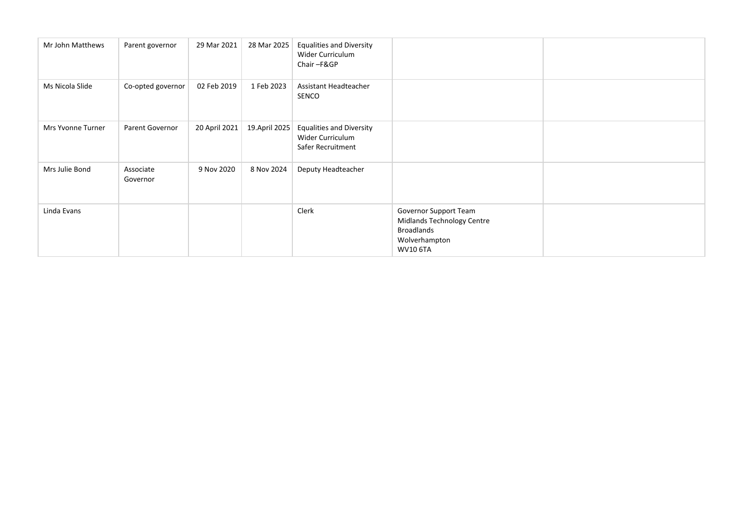| | | | | | | |
|---|---|---|---|---|---|---|
| Mr John Matthews | Parent governor | 29 Mar 2021 | 28 Mar 2025 | Equalities and Diversity<br>Wider Curriculum<br>Chair –F&GP | | |
| Ms Nicola Slide | Co-opted governor | 02 Feb 2019 | 1 Feb 2023 | Assistant Headteacher<br>SENCO | | |
| Mrs Yvonne Turner | Parent Governor | 20 April 2021 | 19.April 2025 | Equalities and Diversity<br>Wider Curriculum<br>Safer Recruitment | | |
| Mrs Julie Bond | Associate Governor | 9 Nov 2020 | 8 Nov 2024 | Deputy Headteacher | | |
| Linda Evans | | | | Clerk | Governor Support Team<br>Midlands Technology Centre<br>Broadlands<br>Wolverhampton<br>WV10 6TA | |